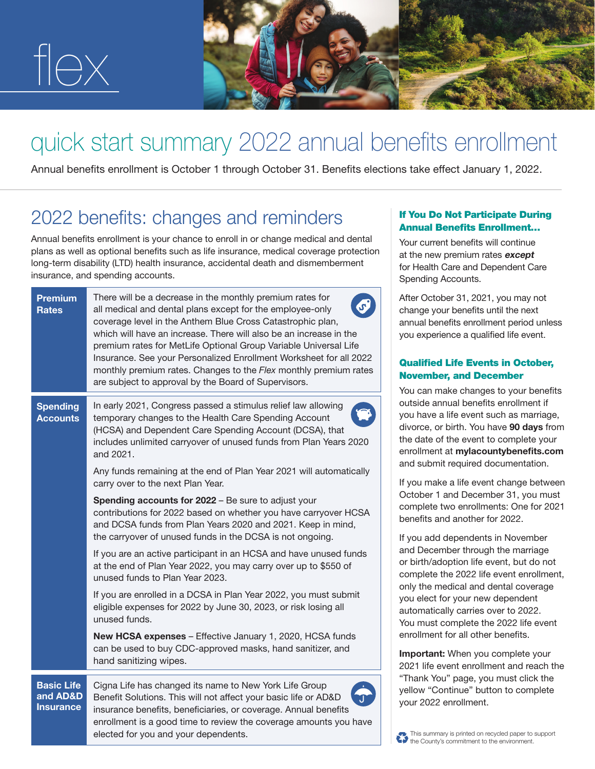# flex

# quick start summary 2022 annual benefits enrollment

Annual benefits enrollment is October 1 through October 31. Benefits elections take effect January 1, 2022.

## 2022 benefits: changes and reminders

Annual benefits enrollment is your chance to enroll in or change medical and dental plans as well as optional benefits such as life insurance, medical coverage protection long-term disability (LTD) health insurance, accidental death and dismemberment insurance, and spending accounts.

### Premium Rates

There will be a decrease in the monthly premium rates for all medical and dental plans except for the employee-only coverage level in the Anthem Blue Cross Catastrophic plan, which will have an increase. There will also be an increase in the premium rates for MetLife Optional Group Variable Universal Life Insurance. See your Personalized Enrollment Worksheet for all 2022 monthly premium rates. Changes to the *Flex* monthly premium rates are subject to approval by the Board of Supervisors.

### Spending Accounts

In early 2021, Congress passed a stimulus relief law allowing temporary changes to the Health Care Spending Account (HCSA) and Dependent Care Spending Account (DCSA), that includes unlimited carryover of unused funds from Plan Years 2020 and 2021.

Any funds remaining at the end of Plan Year 2021 will automatically carry over to the next Plan Year.

**Spending accounts for 2022** – Be sure to adjust your contributions for 2022 based on whether you have carryover HCSA and DCSA funds from Plan Years 2020 and 2021. Keep in mind, the carryover of unused funds in the DCSA is not ongoing.

If you are an active participant in an HCSA and have unused funds at the end of Plan Year 2022, you may carry over up to $550 of unused funds to Plan Year 2023.

If you are enrolled in a DCSA in Plan Year 2022, you must submit eligible expenses for 2022 by June 30, 2023, or risk losing all unused funds.

**New HCSA expenses** – Effective January 1, 2020, HCSA funds can be used to buy CDC-approved masks, hand sanitizer, and hand sanitizing wipes.

### Basic Life and AD&D Insurance

Cigna Life has changed its name to New York Life Group Benefit Solutions. This will not affect your basic life or AD&D insurance benefits, beneficiaries, or coverage. Annual benefits enrollment is a good time to review the coverage amounts you have elected for you and your dependents.

### If You Do Not Participate During Annual Benefits Enrollment…

Your current benefits will continue at the new premium rates ***except*** for Health Care and Dependent Care Spending Accounts.

After October 31, 2021, you may not change your benefits until the next annual benefits enrollment period unless you experience a qualified life event.

### Qualified Life Events in October, November, and December

You can make changes to your benefits outside annual benefits enrollment if you have a life event such as marriage, divorce, or birth. You have **90 days** from the date of the event to complete your enrollment at **mylacountybenefits.com** and submit required documentation.

If you make a life event change between October 1 and December 31, you must complete two enrollments: One for 2021 benefits and another for 2022.

If you add dependents in November and December through the marriage or birth/adoption life event, but do not complete the 2022 life event enrollment, only the medical and dental coverage you elect for your new dependent automatically carries over to 2022. You must complete the 2022 life event enrollment for all other benefits.

**Important:** When you complete your 2021 life event enrollment and reach the "Thank You" page, you must click the yellow "Continue" button to complete your 2022 enrollment.

This summary is printed on recycled paper to support the County's commitment to the environment.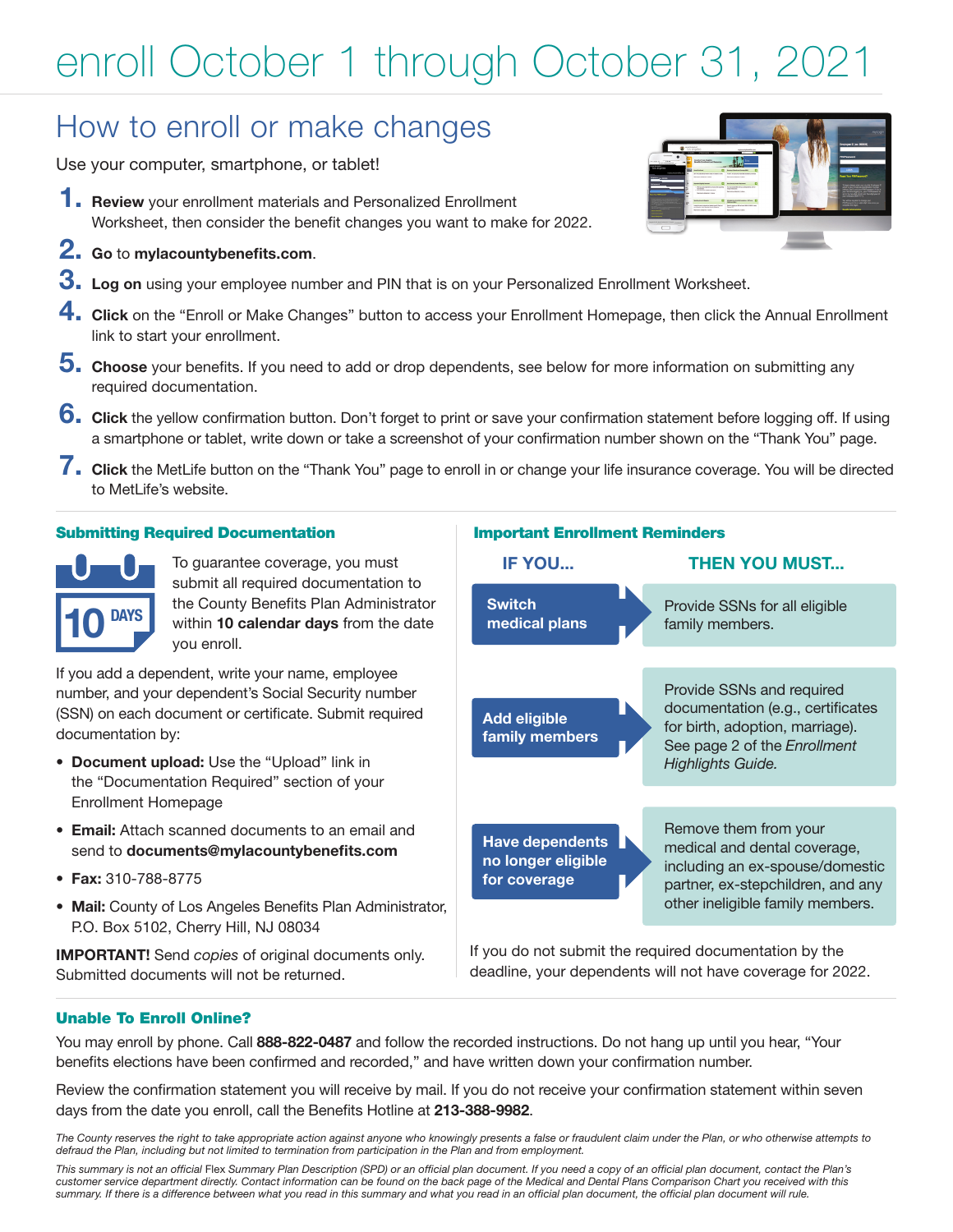# enroll October 1 through October 31, 2021

## How to enroll or make changes

Use your computer, smartphone, or tablet!

1. **Review** your enrollment materials and Personalized Enrollment Worksheet, then consider the benefit changes you want to make for 2022.
2. **Go** to **mylacountybenefits.com**.
3. **Log on** using your employee number and PIN that is on your Personalized Enrollment Worksheet.
4. **Click** on the "Enroll or Make Changes" button to access your Enrollment Homepage, then click the Annual Enrollment link to start your enrollment.
5. **Choose** your benefits. If you need to add or drop dependents, see below for more information on submitting any required documentation.
6. **Click** the yellow confirmation button. Don't forget to print or save your confirmation statement before logging off. If using a smartphone or tablet, write down or take a screenshot of your confirmation number shown on the "Thank You" page.
7. **Click** the MetLife button on the "Thank You" page to enroll in or change your life insurance coverage. You will be directed to MetLife's website.

### Submitting Required Documentation

10 DAYS

To guarantee coverage, you must submit all required documentation to the County Benefits Plan Administrator within **10 calendar days** from the date you enroll.

If you add a dependent, write your name, employee number, and your dependent's Social Security number (SSN) on each document or certificate. Submit required documentation by:

- **Document upload:** Use the "Upload" link in the "Documentation Required" section of your Enrollment Homepage
- **Email:** Attach scanned documents to an email and send to **documents@mylacountybenefits.com**
- **Fax:** 310-788-8775
- **Mail:** County of Los Angeles Benefits Plan Administrator, P.O. Box 5102, Cherry Hill, NJ 08034

**IMPORTANT!** Send *copies* of original documents only. Submitted documents will not be returned.

### Important Enrollment Reminders

| IF YOU... | THEN YOU MUST... |
| --- | --- |
| Switch medical plans | Provide SSNs for all eligible family members. |
| Add eligible family members | Provide SSNs and required documentation (e.g., certificates for birth, adoption, marriage). See page 2 of the *Enrollment Highlights Guide.* |
| Have dependents no longer eligible for coverage | Remove them from your medical and dental coverage, including an ex-spouse/domestic partner, ex-stepchildren, and any other ineligible family members. |

If you do not submit the required documentation by the deadline, your dependents will not have coverage for 2022.

### Unable To Enroll Online?

You may enroll by phone. Call **888-822-0487** and follow the recorded instructions. Do not hang up until you hear, "Your benefits elections have been confirmed and recorded," and have written down your confirmation number.

Review the confirmation statement you will receive by mail. If you do not receive your confirmation statement within seven days from the date you enroll, call the Benefits Hotline at **213-388-9982**.

*The County reserves the right to take appropriate action against anyone who knowingly presents a false or fraudulent claim under the Plan, or who otherwise attempts to defraud the Plan, including but not limited to termination from participation in the Plan and from employment.*

*This summary is not an official Flex Summary Plan Description (SPD) or an official plan document. If you need a copy of an official plan document, contact the Plan's customer service department directly. Contact information can be found on the back page of the Medical and Dental Plans Comparison Chart you received with this summary. If there is a difference between what you read in this summary and what you read in an official plan document, the official plan document will rule.*